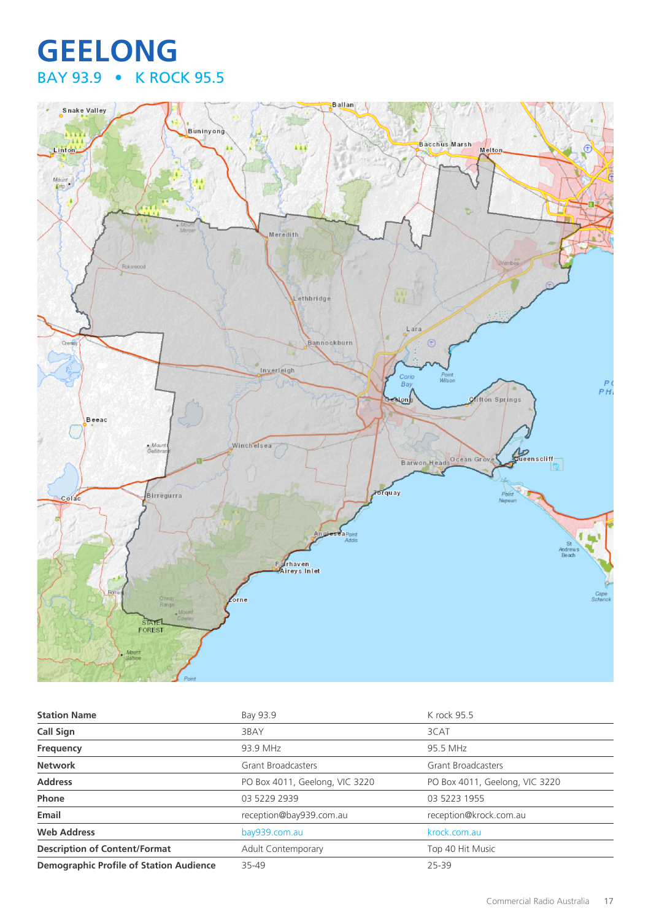# GEELONG

## BAY 93.9 • K ROCK 95.5

| Station Name | Bay 93.9 | K rock 95.5 |
|---|---|---|
| Call Sign | 3BAY | 3CAT |
| Frequency | 93.9 MHz | 95.5 MHz |
| Network | Grant Broadcasters | Grant Broadcasters |
| Address | PO Box 4011, Geelong, VIC 3220 | PO Box 4011, Geelong, VIC 3220 |
| Phone | 03 5229 2939 | 03 5223 1955 |
| Email | reception@bay939.com.au | reception@krock.com.au |
| Web Address | bay939.com.au | krock.com.au |
| Description of Content/Format | Adult Contemporary | Top 40 Hit Music |
| Demographic Profile of Station Audience | 35-49 | 25-39 |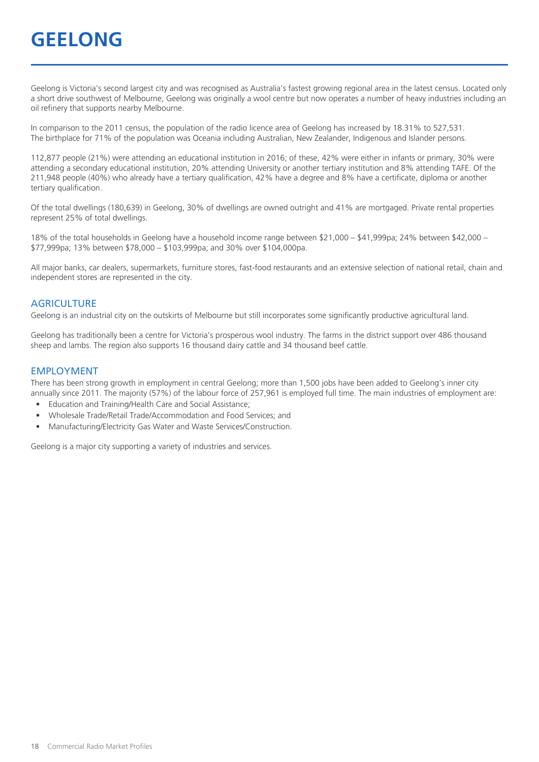# GEELONG

Geelong is Victoria's second largest city and was recognised as Australia's fastest growing regional area in the latest census. Located only a short drive southwest of Melbourne, Geelong was originally a wool centre but now operates a number of heavy industries including an oil refinery that supports nearby Melbourne.

In comparison to the 2011 census, the population of the radio licence area of Geelong has increased by 18.31% to 527,531. The birthplace for 71% of the population was Oceania including Australian, New Zealander, Indigenous and Islander persons.

112,877 people (21%) were attending an educational institution in 2016; of these, 42% were either in infants or primary, 30% were attending a secondary educational institution, 20% attending University or another tertiary institution and 8% attending TAFE. Of the 211,948 people (40%) who already have a tertiary qualification, 42% have a degree and 8% have a certificate, diploma or another tertiary qualification.

Of the total dwellings (180,639) in Geelong, 30% of dwellings are owned outright and 41% are mortgaged. Private rental properties represent 25% of total dwellings.

18% of the total households in Geelong have a household income range between $21,000 – $41,999pa; 24% between $42,000 – $77,999pa; 13% between $78,000 – $103,999pa; and 30% over $104,000pa.

All major banks, car dealers, supermarkets, furniture stores, fast-food restaurants and an extensive selection of national retail, chain and independent stores are represented in the city.

## AGRICULTURE

Geelong is an industrial city on the outskirts of Melbourne but still incorporates some significantly productive agricultural land.

Geelong has traditionally been a centre for Victoria's prosperous wool industry. The farms in the district support over 486 thousand sheep and lambs. The region also supports 16 thousand dairy cattle and 34 thousand beef cattle.

## EMPLOYMENT

There has been strong growth in employment in central Geelong; more than 1,500 jobs have been added to Geelong's inner city annually since 2011. The majority (57%) of the labour force of 257,961 is employed full time. The main industries of employment are:

- Education and Training/Health Care and Social Assistance;
- Wholesale Trade/Retail Trade/Accommodation and Food Services; and
- Manufacturing/Electricity Gas Water and Waste Services/Construction.

Geelong is a major city supporting a variety of industries and services.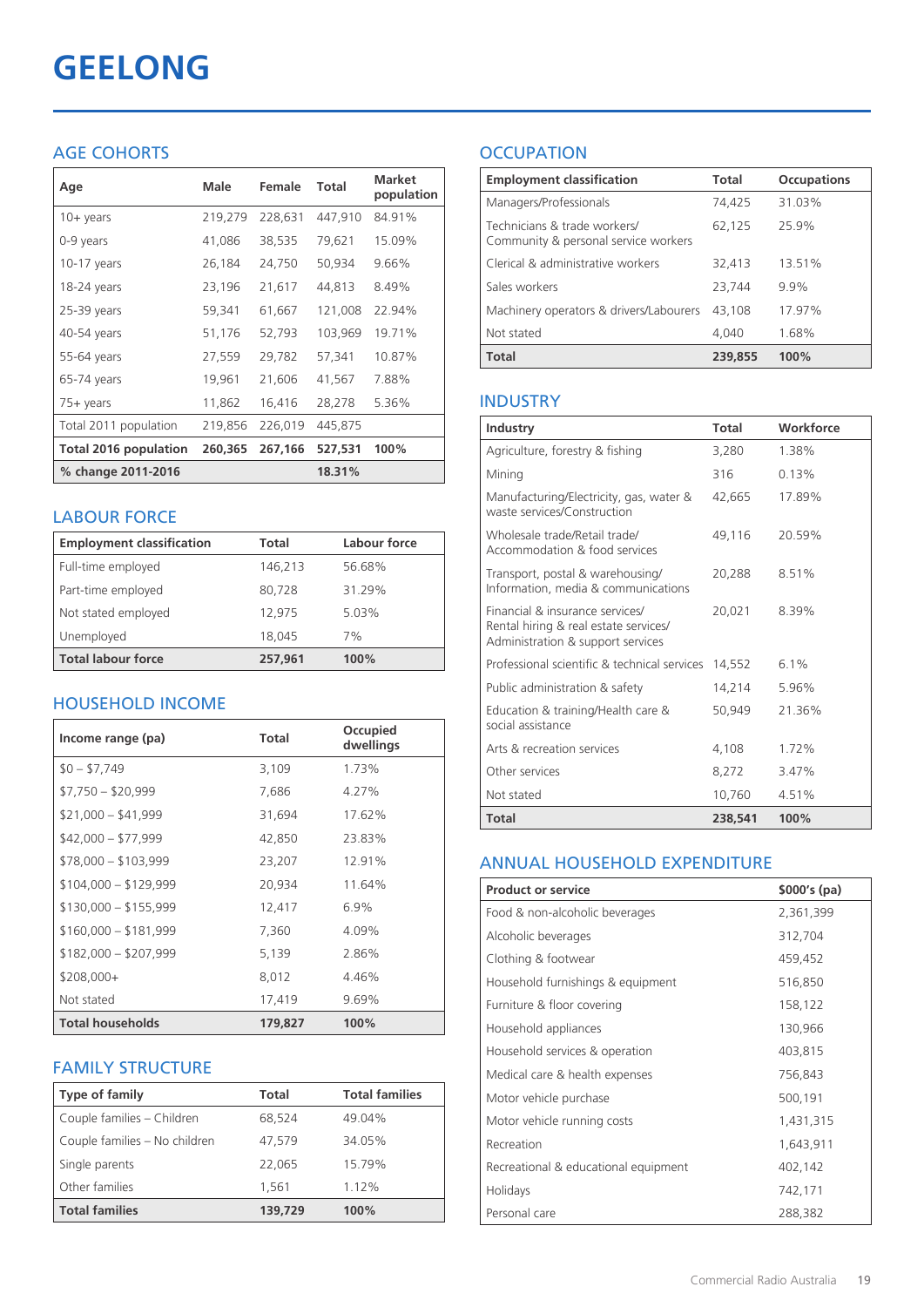# GEELONG

## AGE COHORTS

| Age | Male | Female | Total | Market population |
|---|---|---|---|---|
| 10+ years | 219,279 | 228,631 | 447,910 | 84.91% |
| 0-9 years | 41,086 | 38,535 | 79,621 | 15.09% |
| 10-17 years | 26,184 | 24,750 | 50,934 | 9.66% |
| 18-24 years | 23,196 | 21,617 | 44,813 | 8.49% |
| 25-39 years | 59,341 | 61,667 | 121,008 | 22.94% |
| 40-54 years | 51,176 | 52,793 | 103,969 | 19.71% |
| 55-64 years | 27,559 | 29,782 | 57,341 | 10.87% |
| 65-74 years | 19,961 | 21,606 | 41,567 | 7.88% |
| 75+ years | 11,862 | 16,416 | 28,278 | 5.36% |
| Total 2011 population | 219,856 | 226,019 | 445,875 | |
| **Total 2016 population** | **260,365** | **267,166** | **527,531** | **100%** |
| **% change 2011-2016** | | | **18.31%** | |

## LABOUR FORCE

| Employment classification | Total | Labour force |
|---|---|---|
| Full-time employed | 146,213 | 56.68% |
| Part-time employed | 80,728 | 31.29% |
| Not stated employed | 12,975 | 5.03% |
| Unemployed | 18,045 | 7% |
| **Total labour force** | **257,961** | **100%** |

## HOUSEHOLD INCOME

| Income range (pa) | Total | Occupied dwellings |
|---|---|---|
| $0 – $7,749 | 3,109 | 1.73% |
| $7,750 – $20,999 | 7,686 | 4.27% |
| $21,000 – $41,999 | 31,694 | 17.62% |
| $42,000 – $77,999 | 42,850 | 23.83% |
| $78,000 – $103,999 | 23,207 | 12.91% |
| $104,000 – $129,999 | 20,934 | 11.64% |
| $130,000 – $155,999 | 12,417 | 6.9% |
| $160,000 – $181,999 | 7,360 | 4.09% |
| $182,000 – $207,999 | 5,139 | 2.86% |
| $208,000+ | 8,012 | 4.46% |
| Not stated | 17,419 | 9.69% |
| **Total households** | **179,827** | **100%** |

## FAMILY STRUCTURE

| Type of family | Total | Total families |
|---|---|---|
| Couple families – Children | 68,524 | 49.04% |
| Couple families – No children | 47,579 | 34.05% |
| Single parents | 22,065 | 15.79% |
| Other families | 1,561 | 1.12% |
| **Total families** | **139,729** | **100%** |

## OCCUPATION

| Employment classification | Total | Occupations |
|---|---|---|
| Managers/Professionals | 74,425 | 31.03% |
| Technicians & trade workers/ Community & personal service workers | 62,125 | 25.9% |
| Clerical & administrative workers | 32,413 | 13.51% |
| Sales workers | 23,744 | 9.9% |
| Machinery operators & drivers/Labourers | 43,108 | 17.97% |
| Not stated | 4,040 | 1.68% |
| **Total** | **239,855** | **100%** |

## INDUSTRY

| Industry | Total | Workforce |
|---|---|---|
| Agriculture, forestry & fishing | 3,280 | 1.38% |
| Mining | 316 | 0.13% |
| Manufacturing/Electricity, gas, water & waste services/Construction | 42,665 | 17.89% |
| Wholesale trade/Retail trade/ Accommodation & food services | 49,116 | 20.59% |
| Transport, postal & warehousing/ Information, media & communications | 20,288 | 8.51% |
| Financial & insurance services/ Rental hiring & real estate services/ Administration & support services | 20,021 | 8.39% |
| Professional scientific & technical services | 14,552 | 6.1% |
| Public administration & safety | 14,214 | 5.96% |
| Education & training/Health care & social assistance | 50,949 | 21.36% |
| Arts & recreation services | 4,108 | 1.72% |
| Other services | 8,272 | 3.47% |
| Not stated | 10,760 | 4.51% |
| **Total** | **238,541** | **100%** |

## ANNUAL HOUSEHOLD EXPENDITURE

| Product or service | $000's (pa) |
|---|---|
| Food & non-alcoholic beverages | 2,361,399 |
| Alcoholic beverages | 312,704 |
| Clothing & footwear | 459,452 |
| Household furnishings & equipment | 516,850 |
| Furniture & floor covering | 158,122 |
| Household appliances | 130,966 |
| Household services & operation | 403,815 |
| Medical care & health expenses | 756,843 |
| Motor vehicle purchase | 500,191 |
| Motor vehicle running costs | 1,431,315 |
| Recreation | 1,643,911 |
| Recreational & educational equipment | 402,142 |
| Holidays | 742,171 |
| Personal care | 288,382 |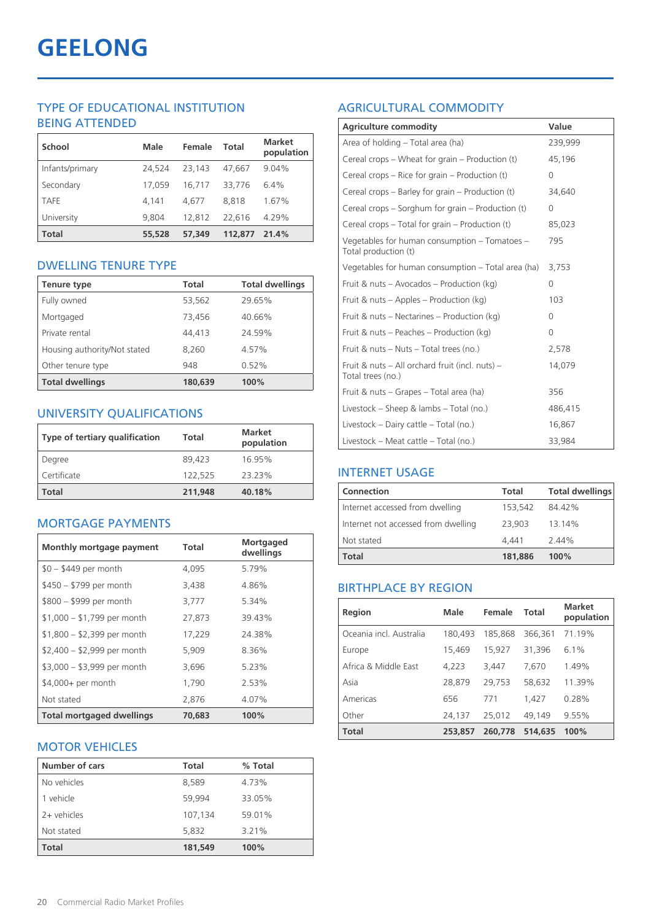# GEELONG

## TYPE OF EDUCATIONAL INSTITUTION BEING ATTENDED

| School | Male | Female | Total | Market population |
|---|---|---|---|---|
| Infants/primary | 24,524 | 23,143 | 47,667 | 9.04% |
| Secondary | 17,059 | 16,717 | 33,776 | 6.4% |
| TAFE | 4,141 | 4,677 | 8,818 | 1.67% |
| University | 9,804 | 12,812 | 22,616 | 4.29% |
| **Total** | **55,528** | **57,349** | **112,877** | **21.4%** |

## DWELLING TENURE TYPE

| Tenure type | Total | Total dwellings |
|---|---|---|
| Fully owned | 53,562 | 29.65% |
| Mortgaged | 73,456 | 40.66% |
| Private rental | 44,413 | 24.59% |
| Housing authority/Not stated | 8,260 | 4.57% |
| Other tenure type | 948 | 0.52% |
| **Total dwellings** | **180,639** | **100%** |

## UNIVERSITY QUALIFICATIONS

| Type of tertiary qualification | Total | Market population |
|---|---|---|
| Degree | 89,423 | 16.95% |
| Certificate | 122,525 | 23.23% |
| **Total** | **211,948** | **40.18%** |

## MORTGAGE PAYMENTS

| Monthly mortgage payment | Total | Mortgaged dwellings |
|---|---|---|
| $0 – $449 per month | 4,095 | 5.79% |
| $450 – $799 per month | 3,438 | 4.86% |
| $800 – $999 per month | 3,777 | 5.34% |
| $1,000 – $1,799 per month | 27,873 | 39.43% |
| $1,800 – $2,399 per month | 17,229 | 24.38% |
| $2,400 – $2,999 per month | 5,909 | 8.36% |
| $3,000 – $3,999 per month | 3,696 | 5.23% |
| $4,000+ per month | 1,790 | 2.53% |
| Not stated | 2,876 | 4.07% |
| **Total mortgaged dwellings** | **70,683** | **100%** |

## MOTOR VEHICLES

| Number of cars | Total | % Total |
|---|---|---|
| No vehicles | 8,589 | 4.73% |
| 1 vehicle | 59,994 | 33.05% |
| 2+ vehicles | 107,134 | 59.01% |
| Not stated | 5,832 | 3.21% |
| **Total** | **181,549** | **100%** |

## AGRICULTURAL COMMODITY

| Agriculture commodity | Value |
|---|---|
| Area of holding – Total area (ha) | 239,999 |
| Cereal crops – Wheat for grain – Production (t) | 45,196 |
| Cereal crops – Rice for grain – Production (t) | 0 |
| Cereal crops – Barley for grain – Production (t) | 34,640 |
| Cereal crops – Sorghum for grain – Production (t) | 0 |
| Cereal crops – Total for grain – Production (t) | 85,023 |
| Vegetables for human consumption – Tomatoes – Total production (t) | 795 |
| Vegetables for human consumption – Total area (ha) | 3,753 |
| Fruit & nuts – Avocados – Production (kg) | 0 |
| Fruit & nuts – Apples – Production (kg) | 103 |
| Fruit & nuts – Nectarines – Production (kg) | 0 |
| Fruit & nuts – Peaches – Production (kg) | 0 |
| Fruit & nuts – Nuts – Total trees (no.) | 2,578 |
| Fruit & nuts – All orchard fruit (incl. nuts) – Total trees (no.) | 14,079 |
| Fruit & nuts – Grapes – Total area (ha) | 356 |
| Livestock – Sheep & lambs – Total (no.) | 486,415 |
| Livestock – Dairy cattle – Total (no.) | 16,867 |
| Livestock – Meat cattle – Total (no.) | 33,984 |

## INTERNET USAGE

| Connection | Total | Total dwellings |
|---|---|---|
| Internet accessed from dwelling | 153,542 | 84.42% |
| Internet not accessed from dwelling | 23,903 | 13.14% |
| Not stated | 4,441 | 2.44% |
| **Total** | **181,886** | **100%** |

## BIRTHPLACE BY REGION

| Region | Male | Female | Total | Market population |
|---|---|---|---|---|
| Oceania incl. Australia | 180,493 | 185,868 | 366,361 | 71.19% |
| Europe | 15,469 | 15,927 | 31,396 | 6.1% |
| Africa & Middle East | 4,223 | 3,447 | 7,670 | 1.49% |
| Asia | 28,879 | 29,753 | 58,632 | 11.39% |
| Americas | 656 | 771 | 1,427 | 0.28% |
| Other | 24,137 | 25,012 | 49,149 | 9.55% |
| **Total** | **253,857** | **260,778** | **514,635** | **100%** |